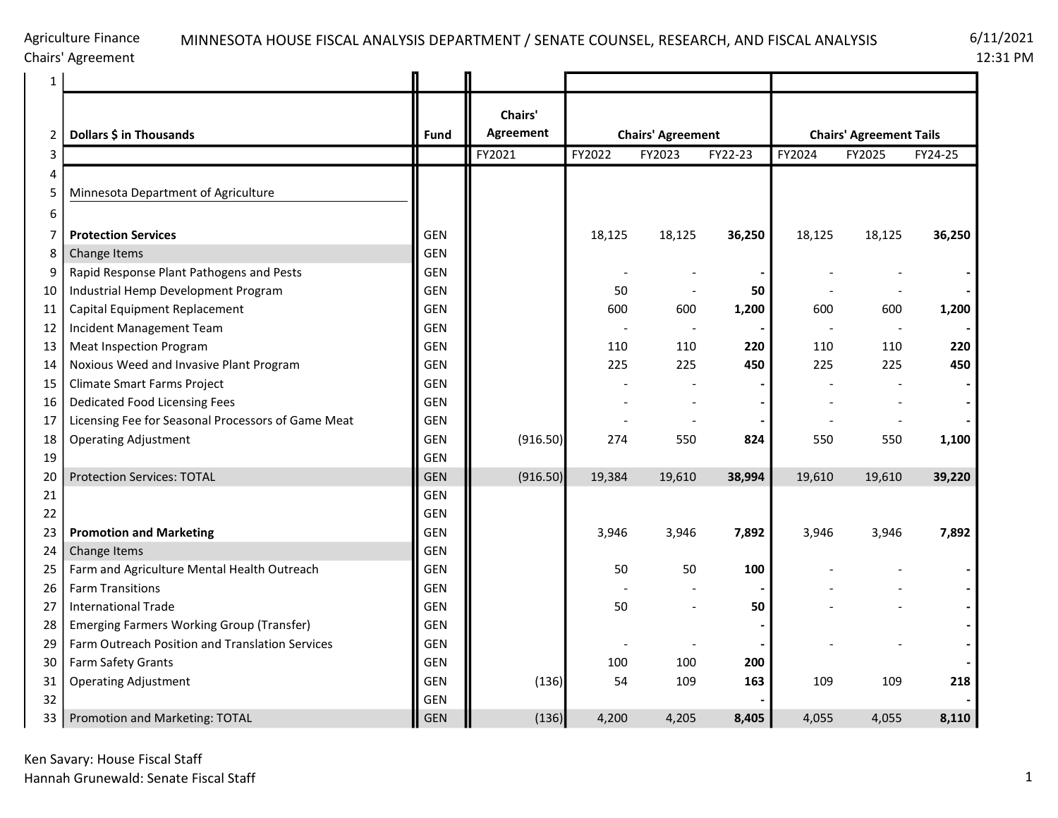Agriculture Finance
Chairs' Agreement

MINNESOTA HOUSE FISCAL ANALYSIS DEPARTMENT / SENATE COUNSEL, RESEARCH, AND FISCAL ANALYSIS

6/11/2021
12:31 PM

| | Dollars $ in Thousands | Fund | Chairs' Agreement | Chairs' Agreement | | | Chairs' Agreement Tails | | |
|---|---|---|---|---|---|---|---|---|---|
| | | | FY2021 | FY2022 | FY2023 | FY22-23 | FY2024 | FY2025 | FY24-25 |
| 4 | | | | | | | | | |
| 5 | Minnesota Department of Agriculture | | | | | | | | |
| 6 | | | | | | | | | |
| 7 | **Protection Services** | GEN | | 18,125 | 18,125 | **36,250** | 18,125 | 18,125 | **36,250** |
| 8 | Change Items | GEN | | | | | | | |
| 9 | Rapid Response Plant Pathogens and Pests | GEN | | - | - | **-** | - | - | **-** |
| 10 | Industrial Hemp Development Program | GEN | | 50 | - | **50** | - | - | **-** |
| 11 | Capital Equipment Replacement | GEN | | 600 | 600 | **1,200** | 600 | 600 | **1,200** |
| 12 | Incident Management Team | GEN | | - | - | **-** | - | - | **-** |
| 13 | Meat Inspection Program | GEN | | 110 | 110 | **220** | 110 | 110 | **220** |
| 14 | Noxious Weed and Invasive Plant Program | GEN | | 225 | 225 | **450** | 225 | 225 | **450** |
| 15 | Climate Smart Farms Project | GEN | | - | - | **-** | - | - | **-** |
| 16 | Dedicated Food Licensing Fees | GEN | | - | - | **-** | - | - | **-** |
| 17 | Licensing Fee for Seasonal Processors of Game Meat | GEN | | - | - | **-** | - | - | **-** |
| 18 | Operating Adjustment | GEN | (916.50) | 274 | 550 | **824** | 550 | 550 | **1,100** |
| 19 | | GEN | | | | | | | |
| 20 | Protection Services: TOTAL | GEN | (916.50) | 19,384 | 19,610 | **38,994** | 19,610 | 19,610 | **39,220** |
| 21 | | GEN | | | | | | | |
| 22 | | GEN | | | | | | | |
| 23 | **Promotion and Marketing** | GEN | | 3,946 | 3,946 | **7,892** | 3,946 | 3,946 | **7,892** |
| 24 | Change Items | GEN | | | | | | | |
| 25 | Farm and Agriculture Mental Health Outreach | GEN | | 50 | 50 | **100** | - | - | **-** |
| 26 | Farm Transitions | GEN | | - | - | **-** | - | - | **-** |
| 27 | International Trade | GEN | | 50 | - | **50** | - | - | **-** |
| 28 | Emerging Farmers Working Group (Transfer) | GEN | | | | **-** | | | **-** |
| 29 | Farm Outreach Position and Translation Services | GEN | | - | - | **-** | - | - | **-** |
| 30 | Farm Safety Grants | GEN | | 100 | 100 | **200** | | | **-** |
| 31 | Operating Adjustment | GEN | (136) | 54 | 109 | **163** | 109 | 109 | **218** |
| 32 | | GEN | | | | **-** | | | **-** |
| 33 | Promotion and Marketing: TOTAL | GEN | (136) | 4,200 | 4,205 | **8,405** | 4,055 | 4,055 | **8,110** |

Ken Savary: House Fiscal Staff
Hannah Grunewald: Senate Fiscal Staff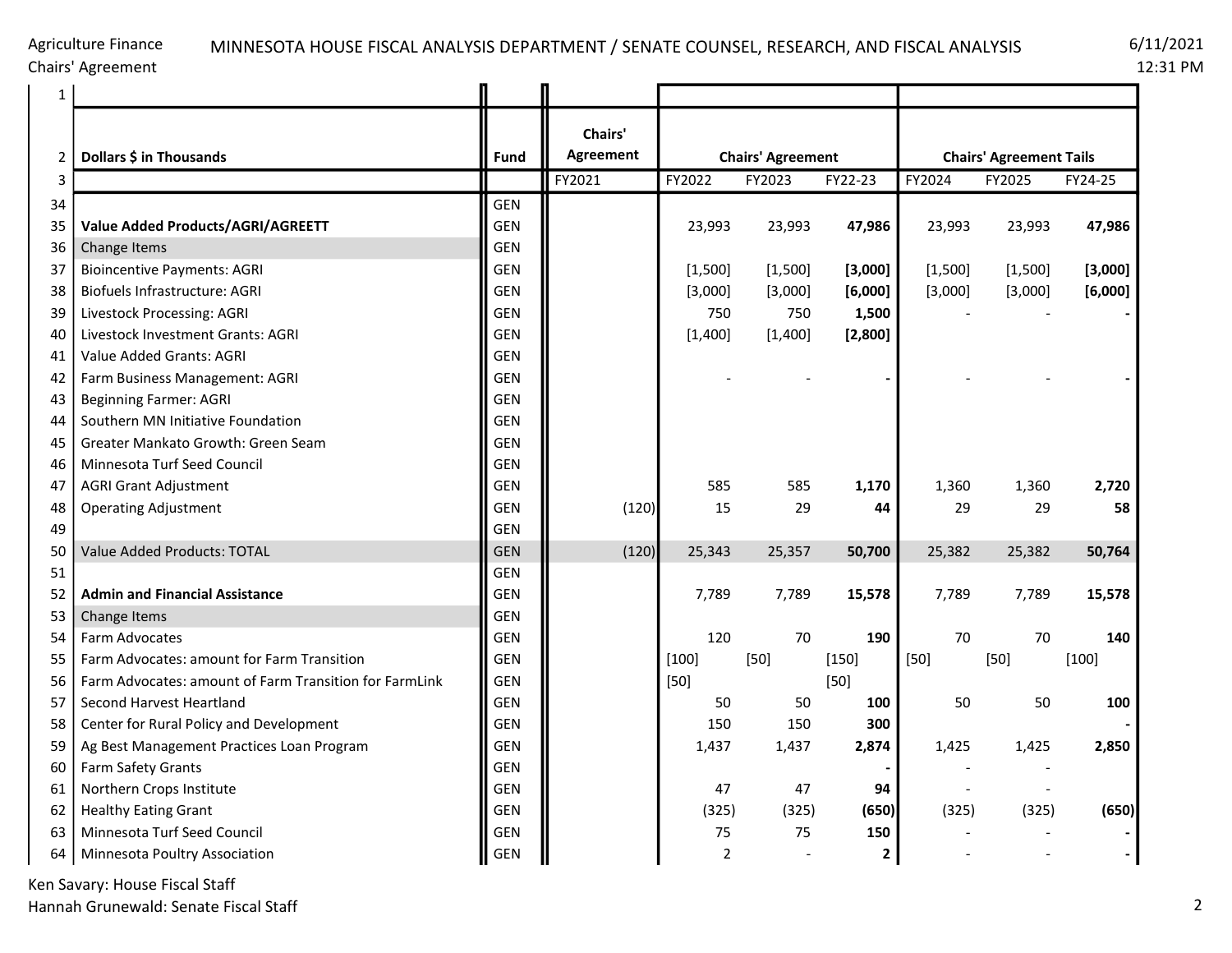| | Dollars $ in Thousands | Fund | Chairs' Agreement | Chairs' Agreement | | | Chairs' Agreement Tails | | |
|---|---|---|---|---|---|---|---|---|---|
| | | | FY2021 | FY2022 | FY2023 | FY22-23 | FY2024 | FY2025 | FY24-25 |
| 34 | | GEN | | | | | | | |
| 35 | **Value Added Products/AGRI/AGREETT** | GEN | | 23,993 | 23,993 | **47,986** | 23,993 | 23,993 | **47,986** |
| 36 | Change Items | GEN | | | | | | | |
| 37 | Bioincentive Payments: AGRI | GEN | | [1,500] | [1,500] | **[3,000]** | [1,500] | [1,500] | **[3,000]** |
| 38 | Biofuels Infrastructure: AGRI | GEN | | [3,000] | [3,000] | **[6,000]** | [3,000] | [3,000] | **[6,000]** |
| 39 | Livestock Processing: AGRI | GEN | | 750 | 750 | **1,500** | - | - | **-** |
| 40 | Livestock Investment Grants: AGRI | GEN | | [1,400] | [1,400] | **[2,800]** | | | |
| 41 | Value Added Grants: AGRI | GEN | | | | | | | |
| 42 | Farm Business Management: AGRI | GEN | | - | - | **-** | - | - | **-** |
| 43 | Beginning Farmer: AGRI | GEN | | | | | | | |
| 44 | Southern MN Initiative Foundation | GEN | | | | | | | |
| 45 | Greater Mankato Growth: Green Seam | GEN | | | | | | | |
| 46 | Minnesota Turf Seed Council | GEN | | | | | | | |
| 47 | AGRI Grant Adjustment | GEN | | 585 | 585 | **1,170** | 1,360 | 1,360 | **2,720** |
| 48 | Operating Adjustment | GEN | (120) | 15 | 29 | **44** | 29 | 29 | **58** |
| 49 | | GEN | | | | | | | |
| 50 | Value Added Products: TOTAL | GEN | (120) | 25,343 | 25,357 | **50,700** | 25,382 | 25,382 | **50,764** |
| 51 | | GEN | | | | | | | |
| 52 | **Admin and Financial Assistance** | GEN | | 7,789 | 7,789 | **15,578** | 7,789 | 7,789 | **15,578** |
| 53 | Change Items | GEN | | | | | | | |
| 54 | Farm Advocates | GEN | | 120 | 70 | **190** | 70 | 70 | **140** |
| 55 | Farm Advocates: amount for Farm Transition | GEN | | [100] | [50] | [150] | [50] | [50] | [100] |
| 56 | Farm Advocates: amount of Farm Transition for FarmLink | GEN | | [50] | | [50] | | | |
| 57 | Second Harvest Heartland | GEN | | 50 | 50 | **100** | 50 | 50 | **100** |
| 58 | Center for Rural Policy and Development | GEN | | 150 | 150 | **300** | | | **-** |
| 59 | Ag Best Management Practices Loan Program | GEN | | 1,437 | 1,437 | **2,874** | 1,425 | 1,425 | **2,850** |
| 60 | Farm Safety Grants | GEN | | | | **-** | - | - | |
| 61 | Northern Crops Institute | GEN | | 47 | 47 | **94** | - | - | |
| 62 | Healthy Eating Grant | GEN | | (325) | (325) | **(650)** | (325) | (325) | **(650)** |
| 63 | Minnesota Turf Seed Council | GEN | | 75 | 75 | **150** | - | - | **-** |
| 64 | Minnesota Poultry Association | GEN | | 2 | - | **2** | - | - | **-** |

Ken Savary: House Fiscal Staff
Hannah Grunewald: Senate Fiscal Staff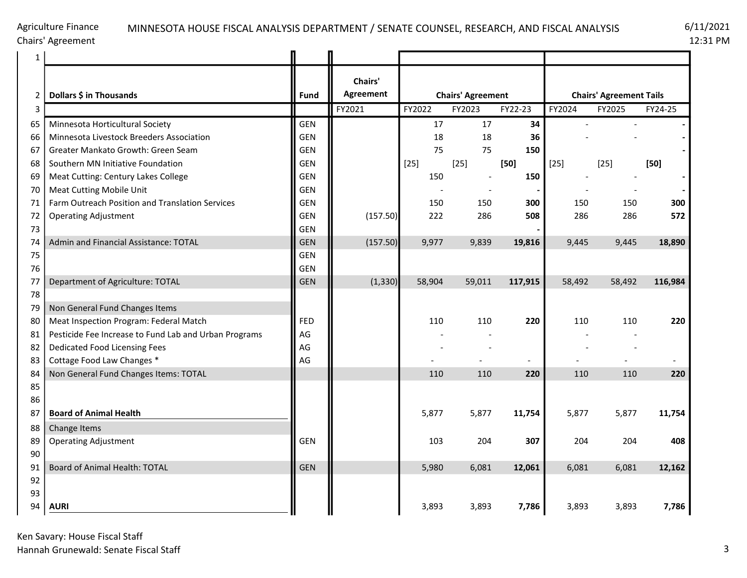Agriculture Finance
Chairs' Agreement

MINNESOTA HOUSE FISCAL ANALYSIS DEPARTMENT / SENATE COUNSEL, RESEARCH, AND FISCAL ANALYSIS

6/11/2021
12:31 PM

| | Dollars $ in Thousands | Fund | Chairs' Agreement | Chairs' Agreement | | | Chairs' Agreement Tails | | |
|---|---|---|---|---|---|---|---|---|---|
| 3 | | | FY2021 | FY2022 | FY2023 | FY22-23 | FY2024 | FY2025 | FY24-25 |
| 65 | Minnesota Horticultural Society | GEN | | 17 | 17 | **34** | - | - | **-** |
| 66 | Minnesota Livestock Breeders Association | GEN | | 18 | 18 | **36** | - | - | **-** |
| 67 | Greater Mankato Growth: Green Seam | GEN | | 75 | 75 | **150** | | | **-** |
| 68 | Southern MN Initiative Foundation | GEN | | [25] | [25] | **[50]** | [25] | [25] | **[50]** |
| 69 | Meat Cutting: Century Lakes College | GEN | | 150 | - | **150** | - | - | **-** |
| 70 | Meat Cutting Mobile Unit | GEN | | - | - | **-** | - | - | **-** |
| 71 | Farm Outreach Position and Translation Services | GEN | | 150 | 150 | **300** | 150 | 150 | **300** |
| 72 | Operating Adjustment | GEN | (157.50) | 222 | 286 | **508** | 286 | 286 | **572** |
| 73 | | GEN | | | | **-** | | | |
| 74 | Admin and Financial Assistance: TOTAL | GEN | (157.50) | 9,977 | 9,839 | **19,816** | 9,445 | 9,445 | **18,890** |
| 75 | | GEN | | | | | | | |
| 76 | | GEN | | | | | | | |
| 77 | Department of Agriculture: TOTAL | GEN | (1,330) | 58,904 | 59,011 | **117,915** | 58,492 | 58,492 | **116,984** |
| 78 | | | | | | | | | |
| 79 | Non General Fund Changes Items | | | | | | | | |
| 80 | Meat Inspection Program: Federal Match | FED | | 110 | 110 | **220** | 110 | 110 | **220** |
| 81 | Pesticide Fee Increase to Fund Lab and Urban Programs | AG | | - | - | | - | - | |
| 82 | Dedicated Food Licensing Fees | AG | | - | - | | - | - | |
| 83 | Cottage Food Law Changes * | AG | | - | - | - | - | - | - |
| 84 | Non General Fund Changes Items: TOTAL | | | 110 | 110 | **220** | 110 | 110 | **220** |
| 85 | | | | | | | | | |
| 86 | | | | | | | | | |
| 87 | **Board of Animal Health** | | | 5,877 | 5,877 | **11,754** | 5,877 | 5,877 | **11,754** |
| 88 | Change Items | | | | | | | | |
| 89 | Operating Adjustment | GEN | | 103 | 204 | **307** | 204 | 204 | **408** |
| 90 | | | | | | | | | |
| 91 | Board of Animal Health: TOTAL | GEN | | 5,980 | 6,081 | **12,061** | 6,081 | 6,081 | **12,162** |
| 92 | | | | | | | | | |
| 93 | | | | | | | | | |
| 94 | **AURI** | | | 3,893 | 3,893 | **7,786** | 3,893 | 3,893 | **7,786** |

Ken Savary: House Fiscal Staff
Hannah Grunewald: Senate Fiscal Staff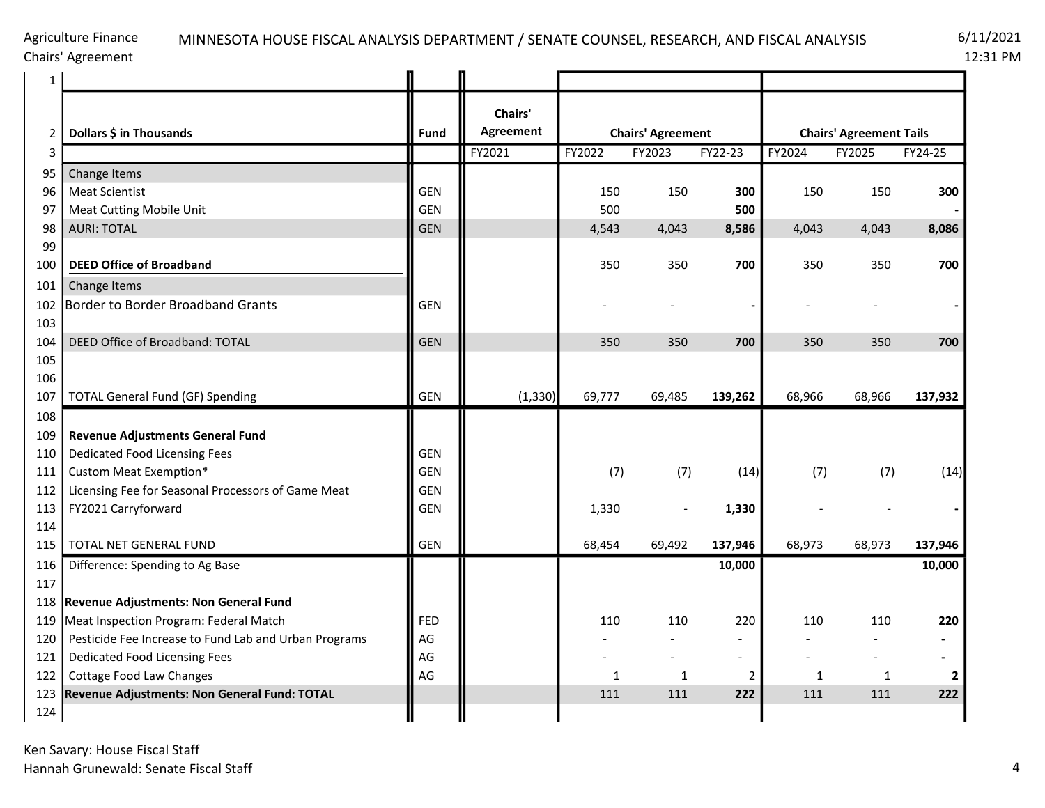Agriculture Finance
Chairs' Agreement

MINNESOTA HOUSE FISCAL ANALYSIS DEPARTMENT / SENATE COUNSEL, RESEARCH, AND FISCAL ANALYSIS

6/11/2021
12:31 PM

| | Dollars $ in Thousands | Fund | Chairs' Agreement | Chairs' Agreement | | | Chairs' Agreement Tails | | |
|---|---|---|---|---|---|---|---|---|---|
| | | | FY2021 | FY2022 | FY2023 | FY22-23 | FY2024 | FY2025 | FY24-25 |
| 95 | Change Items | | | | | | | | |
| 96 | Meat Scientist | GEN | | 150 | 150 | **300** | 150 | 150 | **300** |
| 97 | Meat Cutting Mobile Unit | GEN | | 500 | | **500** | | | **-** |
| 98 | AURI: TOTAL | GEN | | 4,543 | 4,043 | **8,586** | 4,043 | 4,043 | **8,086** |
| 99 | | | | | | | | | |
| 100 | **DEED Office of Broadband** | | | 350 | 350 | **700** | 350 | 350 | **700** |
| 101 | Change Items | | | | | | | | |
| 102 | Border to Border Broadband Grants | GEN | | - | - | **-** | - | - | **-** |
| 103 | | | | | | | | | |
| 104 | DEED Office of Broadband: TOTAL | GEN | | 350 | 350 | **700** | 350 | 350 | **700** |
| 105 | | | | | | | | | |
| 106 | | | | | | | | | |
| 107 | TOTAL General Fund (GF) Spending | GEN | (1,330) | 69,777 | 69,485 | **139,262** | 68,966 | 68,966 | **137,932** |
| 108 | | | | | | | | | |
| 109 | **Revenue Adjustments General Fund** | | | | | | | | |
| 110 | Dedicated Food Licensing Fees | GEN | | | | | | | |
| 111 | Custom Meat Exemption* | GEN | | (7) | (7) | (14) | (7) | (7) | (14) |
| 112 | Licensing Fee for Seasonal Processors of Game Meat | GEN | | | | | | | |
| 113 | FY2021 Carryforward | GEN | | 1,330 | - | **1,330** | - | - | **-** |
| 114 | | | | | | | | | |
| 115 | TOTAL NET GENERAL FUND | GEN | | 68,454 | 69,492 | **137,946** | 68,973 | 68,973 | **137,946** |
| 116 | Difference: Spending to Ag Base | | | | | **10,000** | | | **10,000** |
| 117 | | | | | | | | | |
| 118 | **Revenue Adjustments: Non General Fund** | | | | | | | | |
| 119 | Meat Inspection Program: Federal Match | FED | | 110 | 110 | 220 | 110 | 110 | **220** |
| 120 | Pesticide Fee Increase to Fund Lab and Urban Programs | AG | | - | - | - | - | - | **-** |
| 121 | Dedicated Food Licensing Fees | AG | | - | - | - | - | - | **-** |
| 122 | Cottage Food Law Changes | AG | | 1 | 1 | 2 | 1 | 1 | **2** |
| 123 | **Revenue Adjustments: Non General Fund: TOTAL** | | | 111 | 111 | **222** | 111 | 111 | **222** |
| 124 | | | | | | | | | |

Ken Savary: House Fiscal Staff
Hannah Grunewald: Senate Fiscal Staff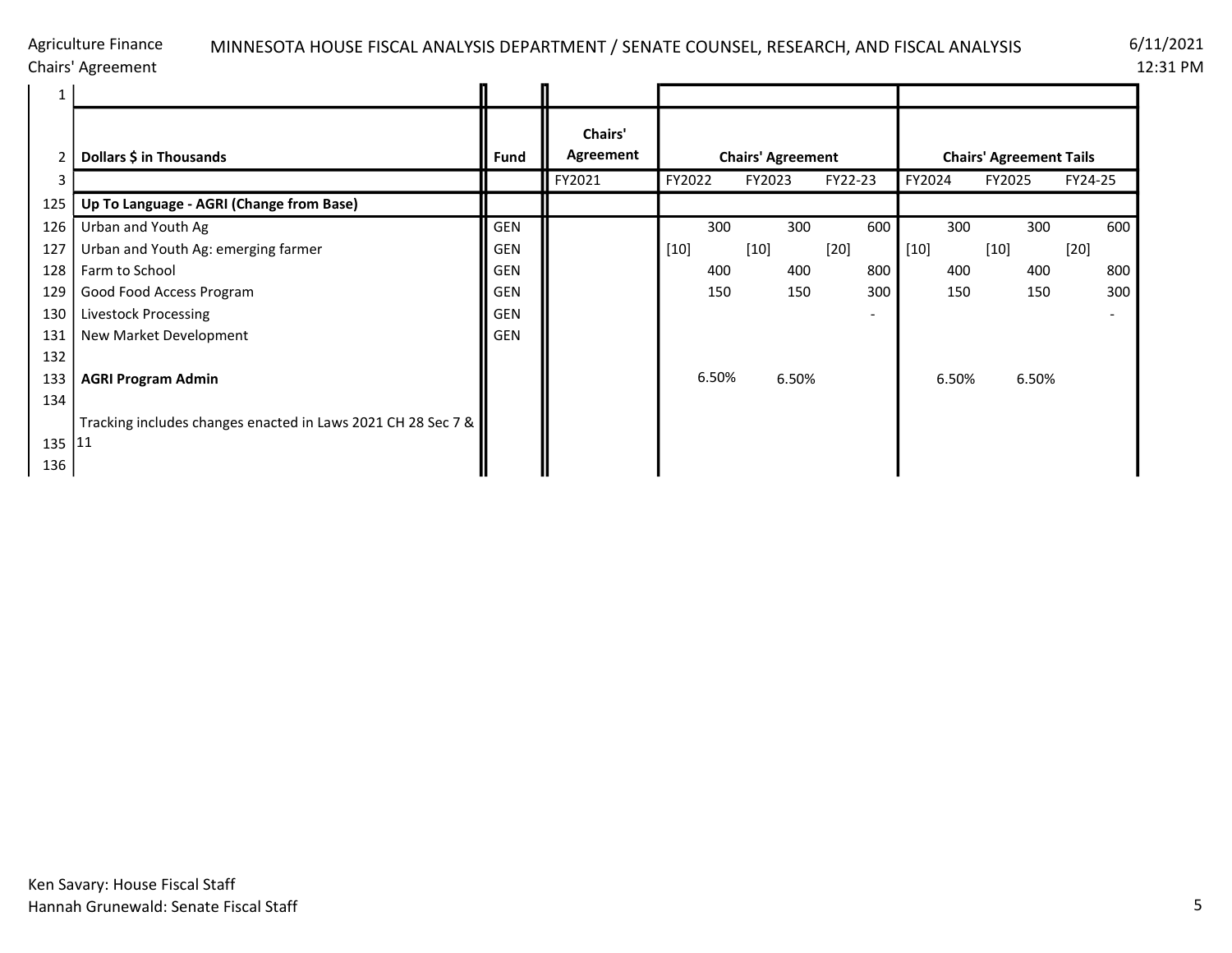| | Dollars $ in Thousands | Fund | Chairs' Agreement | Chairs' Agreement | | | Chairs' Agreement Tails | | |
|---|---|---|---|---|---|---|---|---|---|
| 3 | | | FY2021 | FY2022 | FY2023 | FY22-23 | FY2024 | FY2025 | FY24-25 |
| 125 | **Up To Language - AGRI (Change from Base)** | | | | | | | | |
| 126 | Urban and Youth Ag | GEN | | 300 | 300 | 600 | 300 | 300 | 600 |
| 127 | Urban and Youth Ag: emerging farmer | GEN | | [10] | [10] | [20] | [10] | [10] | [20] |
| 128 | Farm to School | GEN | | 400 | 400 | 800 | 400 | 400 | 800 |
| 129 | Good Food Access Program | GEN | | 150 | 150 | 300 | 150 | 150 | 300 |
| 130 | Livestock Processing | GEN | | | | - | | | - |
| 131 | New Market Development | GEN | | | | | | | |
| 132 | | | | | | | | | |
| 133 | **AGRI Program Admin** | | | 6.50% | 6.50% | | 6.50% | 6.50% | |
| 134 | | | | | | | | | |
| 135 | Tracking includes changes enacted in Laws 2021 CH 28 Sec 7 & 11 | | | | | | | | |
| 136 | | | | | | | | | |

Ken Savary: House Fiscal Staff
Hannah Grunewald: Senate Fiscal Staff